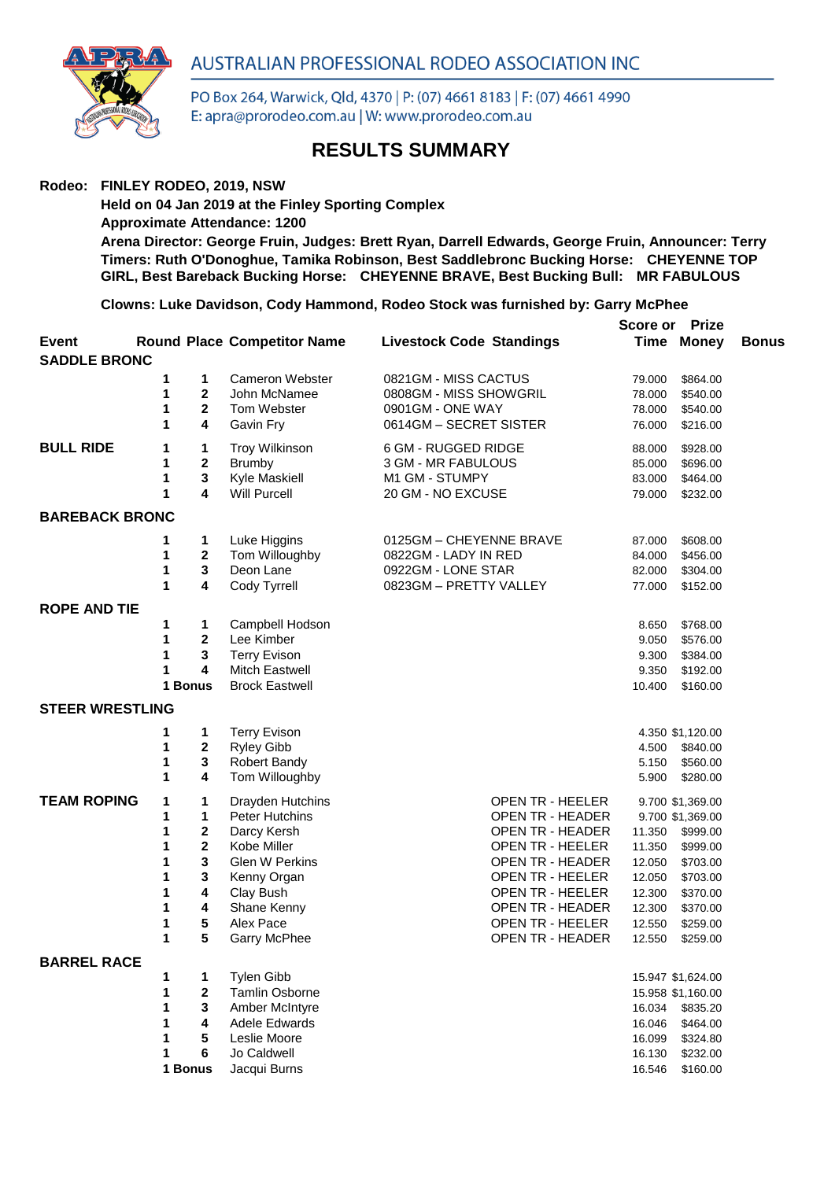AUSTRALIAN PROFESSIONAL RODEO ASSOCIATION INC

PO Box 264, Warwick, Qld, 4370 | P: (07) 4661 8183 | F: (07) 4661 4990
E: apra@prorodeo.com.au | W: www.prorodeo.com.au

# RESULTS SUMMARY

**Rodeo: FINLEY RODEO, 2019, NSW**
**Held on 04 Jan 2019 at the Finley Sporting Complex**
**Approximate Attendance: 1200**
**Arena Director: George Fruin, Judges: Brett Ryan, Darrell Edwards, George Fruin, Announcer: Terry**
**Timers: Ruth O'Donoghue, Tamika Robinson, Best Saddlebronc Bucking Horse: CHEYENNE TOP GIRL, Best Bareback Bucking Horse: CHEYENNE BRAVE, Best Bucking Bull: MR FABULOUS**

**Clowns: Luke Davidson, Cody Hammond, Rodeo Stock was furnished by: Garry McPhee**

| Event | Round | Place | Competitor Name | Livestock Code | Standings | Score or Time | Prize Money | Bonus |
|---|---|---|---|---|---|---|---|---|
| **SADDLE BRONC** | | | | | | | | |
| | 1 | 1 | Cameron Webster | 0821GM - MISS CACTUS | | 79.000 | $864.00 | |
| | 1 | 2 | John McNamee | 0808GM - MISS SHOWGRIL | | 78.000 | $540.00 | |
| | 1 | 2 | Tom Webster | 0901GM - ONE WAY | | 78.000 | $540.00 | |
| | 1 | 4 | Gavin Fry | 0614GM – SECRET SISTER | | 76.000 | $216.00 | |
| **BULL RIDE** | 1 | 1 | Troy Wilkinson | 6 GM - RUGGED RIDGE | | 88.000 | $928.00 | |
| | 1 | 2 | Brumby | 3 GM - MR FABULOUS | | 85.000 | $696.00 | |
| | 1 | 3 | Kyle Maskiell | M1 GM - STUMPY | | 83.000 | $464.00 | |
| | 1 | 4 | Will Purcell | 20 GM - NO EXCUSE | | 79.000 | $232.00 | |
| **BAREBACK BRONC** | | | | | | | | |
| | 1 | 1 | Luke Higgins | 0125GM – CHEYENNE BRAVE | | 87.000 | $608.00 | |
| | 1 | 2 | Tom Willoughby | 0822GM - LADY IN RED | | 84.000 | $456.00 | |
| | 1 | 3 | Deon Lane | 0922GM - LONE STAR | | 82.000 | $304.00 | |
| | 1 | 4 | Cody Tyrrell | 0823GM – PRETTY VALLEY | | 77.000 | $152.00 | |
| **ROPE AND TIE** | | | | | | | | |
| | 1 | 1 | Campbell Hodson | | | 8.650 | $768.00 | |
| | 1 | 2 | Lee Kimber | | | 9.050 | $576.00 | |
| | 1 | 3 | Terry Evison | | | 9.300 | $384.00 | |
| | 1 | 4 | Mitch Eastwell | | | 9.350 | $192.00 | |
| | 1 | Bonus | Brock Eastwell | | | 10.400 | $160.00 | |
| **STEER WRESTLING** | | | | | | | | |
| | 1 | 1 | Terry Evison | | | 4.350 | $1,120.00 | |
| | 1 | 2 | Ryley Gibb | | | 4.500 | $840.00 | |
| | 1 | 3 | Robert Bandy | | | 5.150 | $560.00 | |
| | 1 | 4 | Tom Willoughby | | | 5.900 | $280.00 | |
| **TEAM ROPING** | 1 | 1 | Drayden Hutchins | | OPEN TR - HEELER | 9.700 | $1,369.00 | |
| | 1 | 1 | Peter Hutchins | | OPEN TR - HEADER | 9.700 | $1,369.00 | |
| | 1 | 2 | Darcy Kersh | | OPEN TR - HEADER | 11.350 | $999.00 | |
| | 1 | 2 | Kobe Miller | | OPEN TR - HEELER | 11.350 | $999.00 | |
| | 1 | 3 | Glen W Perkins | | OPEN TR - HEADER | 12.050 | $703.00 | |
| | 1 | 3 | Kenny Organ | | OPEN TR - HEELER | 12.050 | $703.00 | |
| | 1 | 4 | Clay Bush | | OPEN TR - HEELER | 12.300 | $370.00 | |
| | 1 | 4 | Shane Kenny | | OPEN TR - HEADER | 12.300 | $370.00 | |
| | 1 | 5 | Alex Pace | | OPEN TR - HEELER | 12.550 | $259.00 | |
| | 1 | 5 | Garry McPhee | | OPEN TR - HEADER | 12.550 | $259.00 | |
| **BARREL RACE** | | | | | | | | |
| | 1 | 1 | Tylen Gibb | | | 15.947 | $1,624.00 | |
| | 1 | 2 | Tamlin Osborne | | | 15.958 | $1,160.00 | |
| | 1 | 3 | Amber McIntyre | | | 16.034 | $835.20 | |
| | 1 | 4 | Adele Edwards | | | 16.046 | $464.00 | |
| | 1 | 5 | Leslie Moore | | | 16.099 | $324.80 | |
| | 1 | 6 | Jo Caldwell | | | 16.130 | $232.00 | |
| | 1 | Bonus | Jacqui Burns | | | 16.546 | $160.00 | |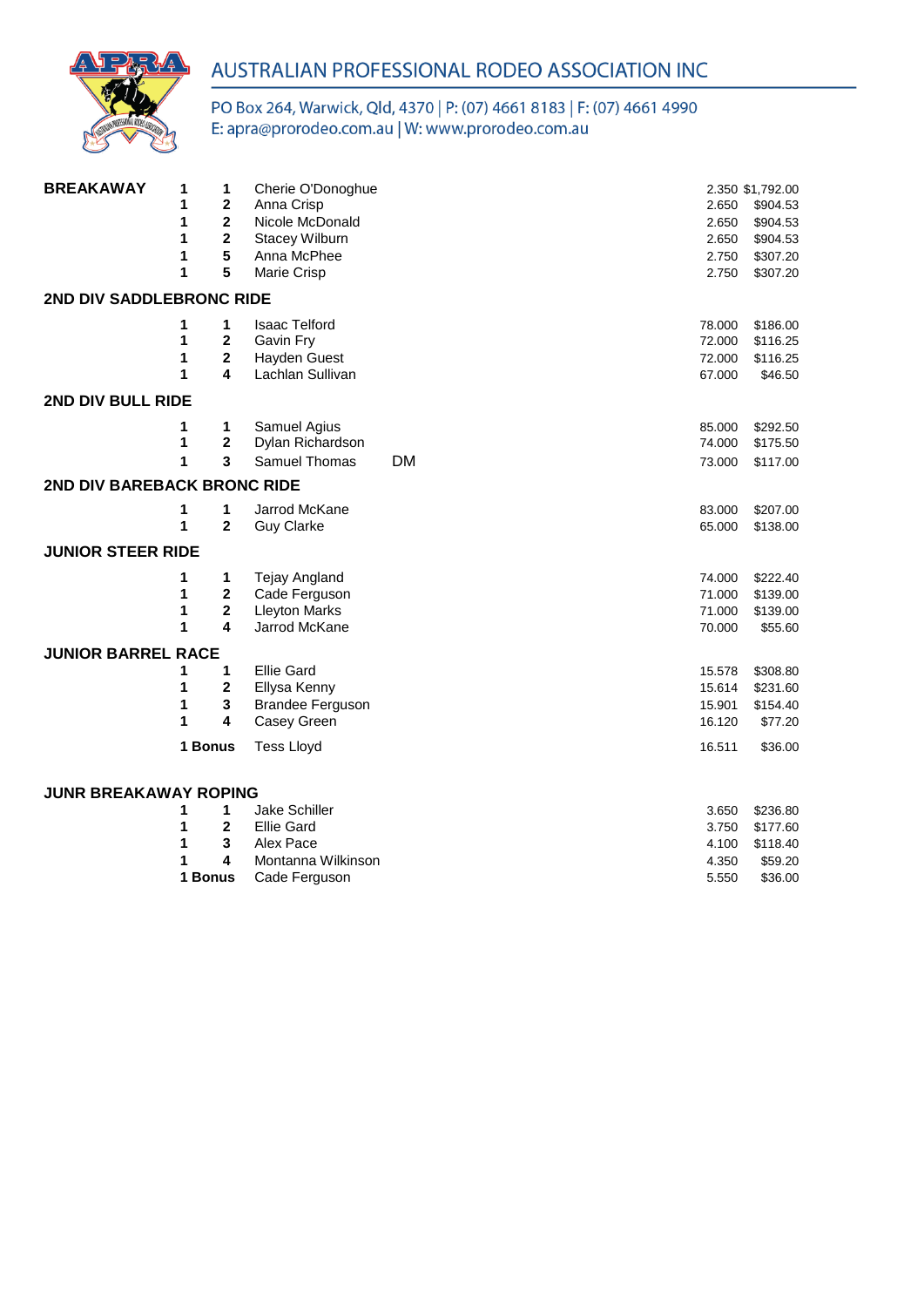## BREAKAWAY

| | | | | | |
|---|---|---|---|---|---|
| 1 | 1 | Cherie O'Donoghue | | 2.350 | $1,792.00 |
| 1 | 2 | Anna Crisp | | 2.650 | $904.53 |
| 1 | 2 | Nicole McDonald | | 2.650 | $904.53 |
| 1 | 2 | Stacey Wilburn | | 2.650 | $904.53 |
| 1 | 5 | Anna McPhee | | 2.750 | $307.20 |
| 1 | 5 | Marie Crisp | | 2.750 | $307.20 |

## 2ND DIV SADDLEBRONC RIDE

| | | | | | |
|---|---|---|---|---|---|
| 1 | 1 | Isaac Telford | | 78.000 | $186.00 |
| 1 | 2 | Gavin Fry | | 72.000 | $116.25 |
| 1 | 2 | Hayden Guest | | 72.000 | $116.25 |
| 1 | 4 | Lachlan Sullivan | | 67.000 | $46.50 |

## 2ND DIV BULL RIDE

| | | | | | |
|---|---|---|---|---|---|
| 1 | 1 | Samuel Agius | | 85.000 | $292.50 |
| 1 | 2 | Dylan Richardson | | 74.000 | $175.50 |
| 1 | 3 | Samuel Thomas | DM | 73.000 | $117.00 |

## 2ND DIV BAREBACK BRONC RIDE

| | | | | | |
|---|---|---|---|---|---|
| 1 | 1 | Jarrod McKane | | 83.000 | $207.00 |
| 1 | 2 | Guy Clarke | | 65.000 | $138.00 |

## JUNIOR STEER RIDE

| | | | | | |
|---|---|---|---|---|---|
| 1 | 1 | Tejay Angland | | 74.000 | $222.40 |
| 1 | 2 | Cade Ferguson | | 71.000 | $139.00 |
| 1 | 2 | Lleyton Marks | | 71.000 | $139.00 |
| 1 | 4 | Jarrod McKane | | 70.000 | $55.60 |

## JUNIOR BARREL RACE

| | | | | | |
|---|---|---|---|---|---|
| 1 | 1 | Ellie Gard | | 15.578 | $308.80 |
| 1 | 2 | Ellysa Kenny | | 15.614 | $231.60 |
| 1 | 3 | Brandee Ferguson | | 15.901 | $154.40 |
| 1 | 4 | Casey Green | | 16.120 | $77.20 |
| 1 | Bonus | Tess Lloyd | | 16.511 | $36.00 |

## JUNR BREAKAWAY ROPING

| | | | | | |
|---|---|---|---|---|---|
| 1 | 1 | Jake Schiller | | 3.650 | $236.80 |
| 1 | 2 | Ellie Gard | | 3.750 | $177.60 |
| 1 | 3 | Alex Pace | | 4.100 | $118.40 |
| 1 | 4 | Montanna Wilkinson | | 4.350 | $59.20 |
| 1 | Bonus | Cade Ferguson | | 5.550 | $36.00 |